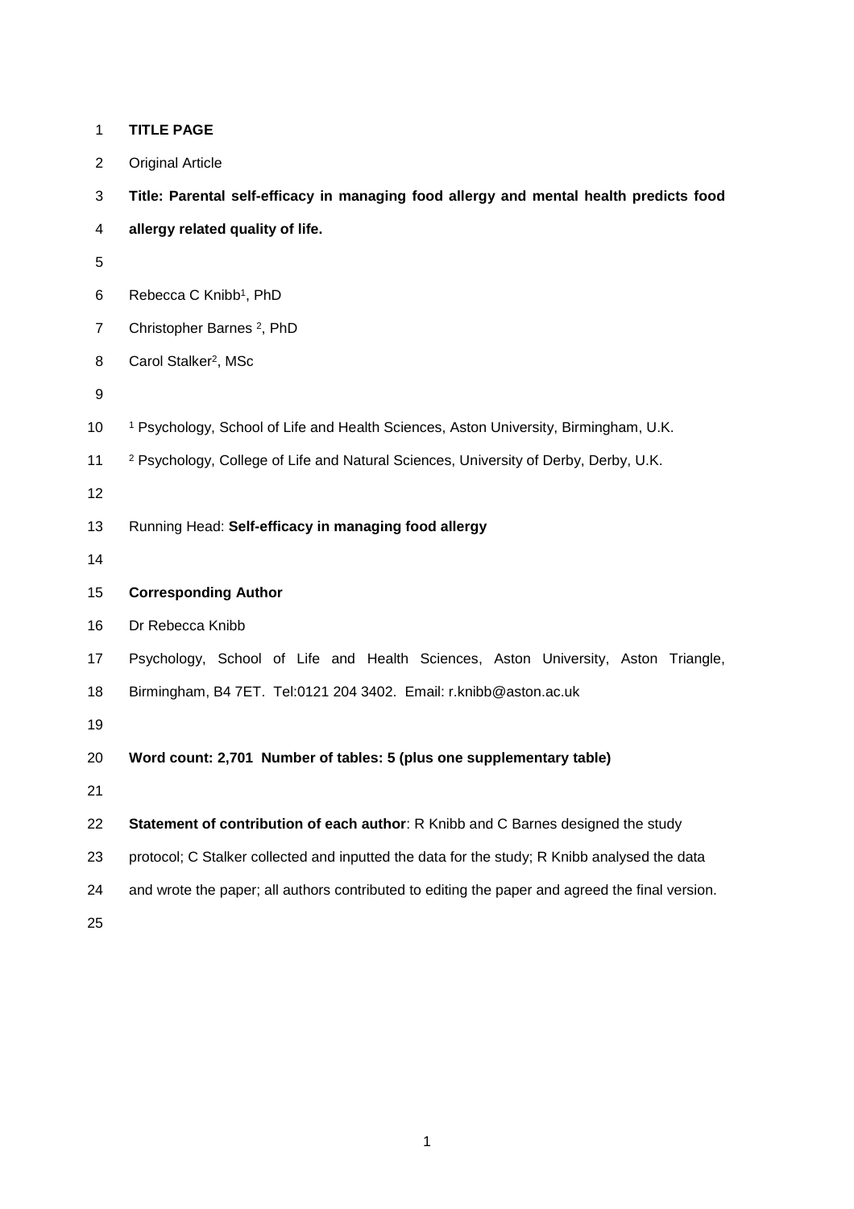**TITLE PAGE**

Original Article

**Title: Parental self-efficacy in managing food allergy and mental health predicts food allergy related quality of life.**

Rebecca C Knibb[1], PhD

Christopher Barnes [2], PhD

Carol Stalker[2], MSc

[1] Psychology, School of Life and Health Sciences, Aston University, Birmingham, U.K.

[2] Psychology, College of Life and Natural Sciences, University of Derby, Derby, U.K.

Running Head: **Self-efficacy in managing food allergy**

**Corresponding Author**

Dr Rebecca Knibb

Psychology, School of Life and Health Sciences, Aston University, Aston Triangle, Birmingham, B4 7ET. Tel:0121 204 3402. Email: r.knibb@aston.ac.uk

**Word count: 2,701 Number of tables: 5 (plus one supplementary table)**

**Statement of contribution of each author**: R Knibb and C Barnes designed the study protocol; C Stalker collected and inputted the data for the study; R Knibb analysed the data and wrote the paper; all authors contributed to editing the paper and agreed the final version.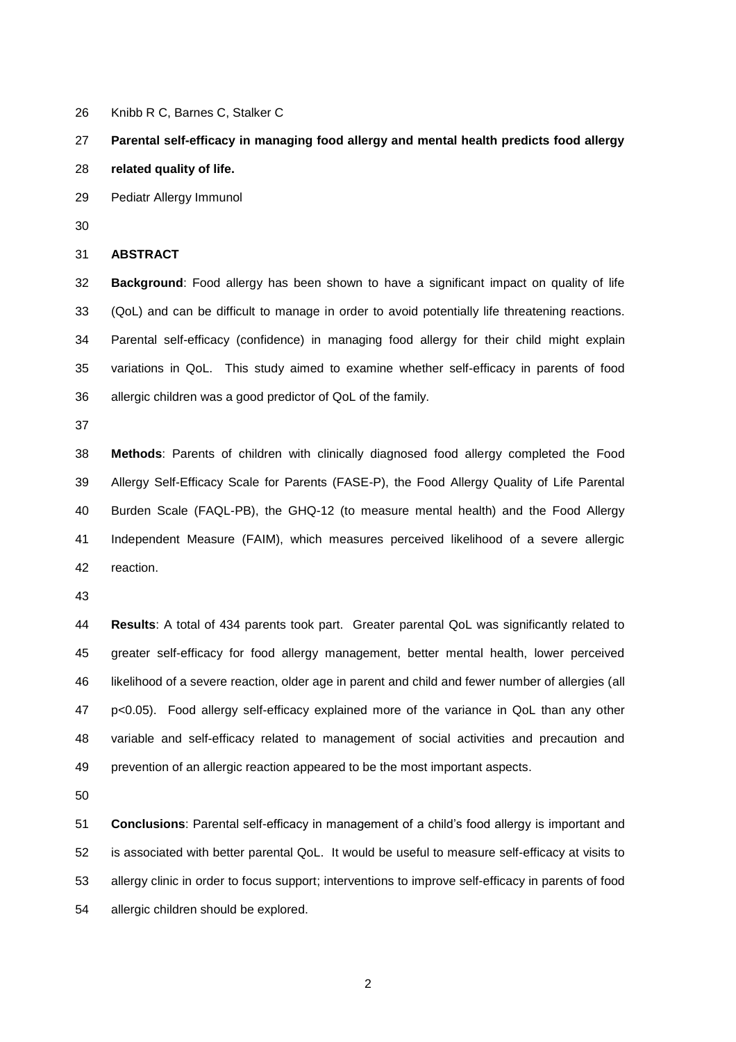Knibb R C, Barnes C, Stalker C

**Parental self-efficacy in managing food allergy and mental health predicts food allergy related quality of life.**

Pediatr Allergy Immunol

## ABSTRACT

**Background**: Food allergy has been shown to have a significant impact on quality of life (QoL) and can be difficult to manage in order to avoid potentially life threatening reactions. Parental self-efficacy (confidence) in managing food allergy for their child might explain variations in QoL. This study aimed to examine whether self-efficacy in parents of food allergic children was a good predictor of QoL of the family.

**Methods**: Parents of children with clinically diagnosed food allergy completed the Food Allergy Self-Efficacy Scale for Parents (FASE-P), the Food Allergy Quality of Life Parental Burden Scale (FAQL-PB), the GHQ-12 (to measure mental health) and the Food Allergy Independent Measure (FAIM), which measures perceived likelihood of a severe allergic reaction.

**Results**: A total of 434 parents took part. Greater parental QoL was significantly related to greater self-efficacy for food allergy management, better mental health, lower perceived likelihood of a severe reaction, older age in parent and child and fewer number of allergies (all $p<0.05$). Food allergy self-efficacy explained more of the variance in QoL than any other variable and self-efficacy related to management of social activities and precaution and prevention of an allergic reaction appeared to be the most important aspects.

**Conclusions**: Parental self-efficacy in management of a child's food allergy is important and is associated with better parental QoL. It would be useful to measure self-efficacy at visits to allergy clinic in order to focus support; interventions to improve self-efficacy in parents of food allergic children should be explored.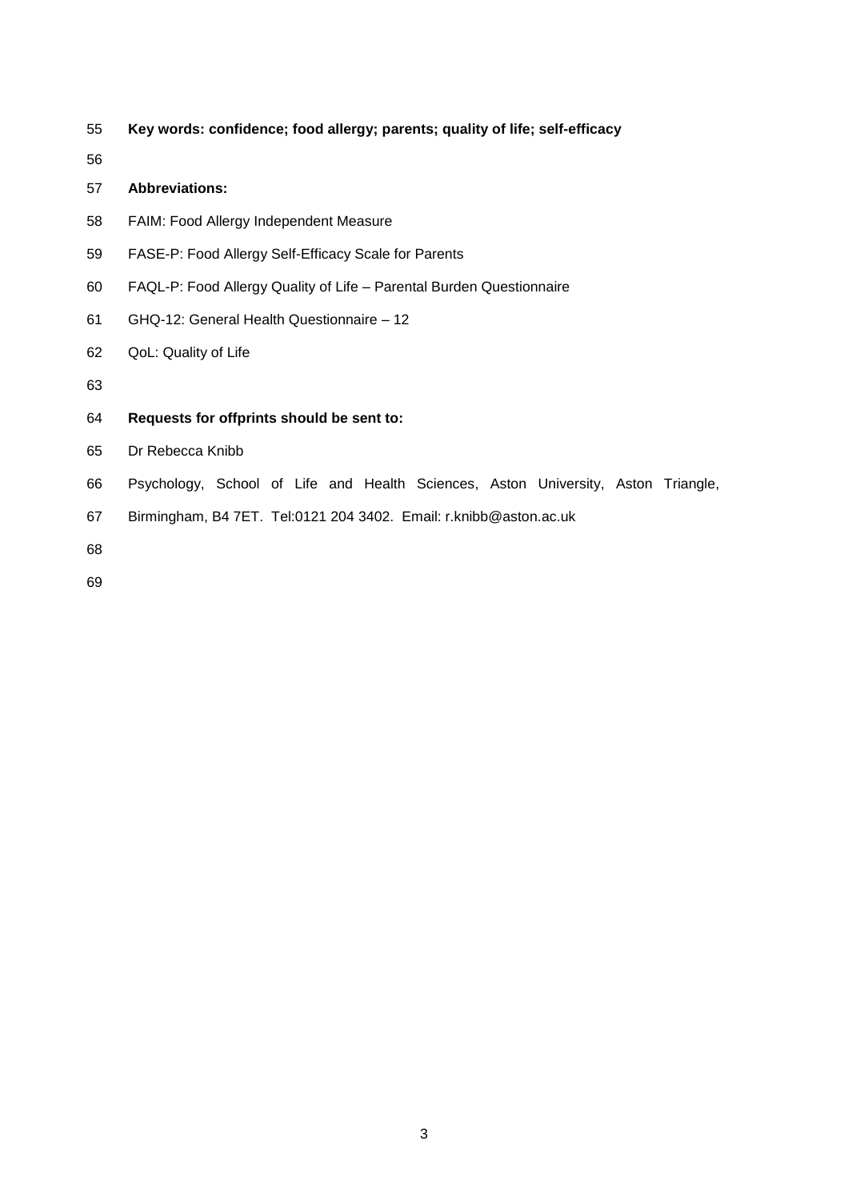**Key words: confidence; food allergy; parents; quality of life; self-efficacy**

**Abbreviations:**

FAIM: Food Allergy Independent Measure

FASE-P: Food Allergy Self-Efficacy Scale for Parents

FAQL-P: Food Allergy Quality of Life – Parental Burden Questionnaire

GHQ-12: General Health Questionnaire – 12

QoL: Quality of Life

**Requests for offprints should be sent to:**

Dr Rebecca Knibb

Psychology, School of Life and Health Sciences, Aston University, Aston Triangle, Birmingham, B4 7ET. Tel:0121 204 3402. Email: r.knibb@aston.ac.uk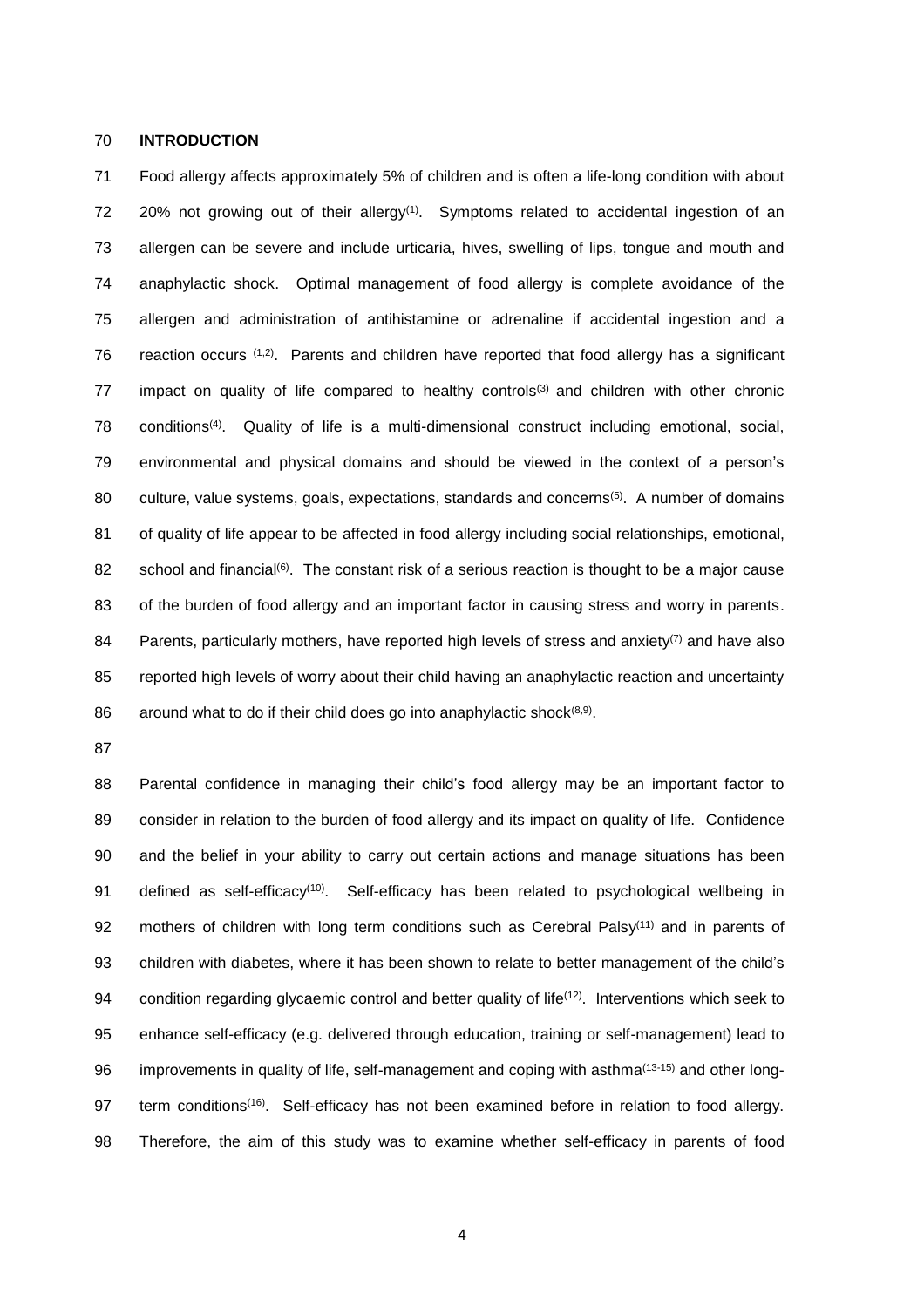## INTRODUCTION

Food allergy affects approximately 5% of children and is often a life-long condition with about 20% not growing out of their allergy[1]. Symptoms related to accidental ingestion of an allergen can be severe and include urticaria, hives, swelling of lips, tongue and mouth and anaphylactic shock. Optimal management of food allergy is complete avoidance of the allergen and administration of antihistamine or adrenaline if accidental ingestion and a reaction occurs [1,2]. Parents and children have reported that food allergy has a significant impact on quality of life compared to healthy controls[3] and children with other chronic conditions[4]. Quality of life is a multi-dimensional construct including emotional, social, environmental and physical domains and should be viewed in the context of a person's culture, value systems, goals, expectations, standards and concerns[5]. A number of domains of quality of life appear to be affected in food allergy including social relationships, emotional, school and financial[6]. The constant risk of a serious reaction is thought to be a major cause of the burden of food allergy and an important factor in causing stress and worry in parents. Parents, particularly mothers, have reported high levels of stress and anxiety[7] and have also reported high levels of worry about their child having an anaphylactic reaction and uncertainty around what to do if their child does go into anaphylactic shock[8,9].

Parental confidence in managing their child's food allergy may be an important factor to consider in relation to the burden of food allergy and its impact on quality of life. Confidence and the belief in your ability to carry out certain actions and manage situations has been defined as self-efficacy[10]. Self-efficacy has been related to psychological wellbeing in mothers of children with long term conditions such as Cerebral Palsy[11] and in parents of children with diabetes, where it has been shown to relate to better management of the child's condition regarding glycaemic control and better quality of life[12]. Interventions which seek to enhance self-efficacy (e.g. delivered through education, training or self-management) lead to improvements in quality of life, self-management and coping with asthma[13-15] and other long-term conditions[16]. Self-efficacy has not been examined before in relation to food allergy. Therefore, the aim of this study was to examine whether self-efficacy in parents of food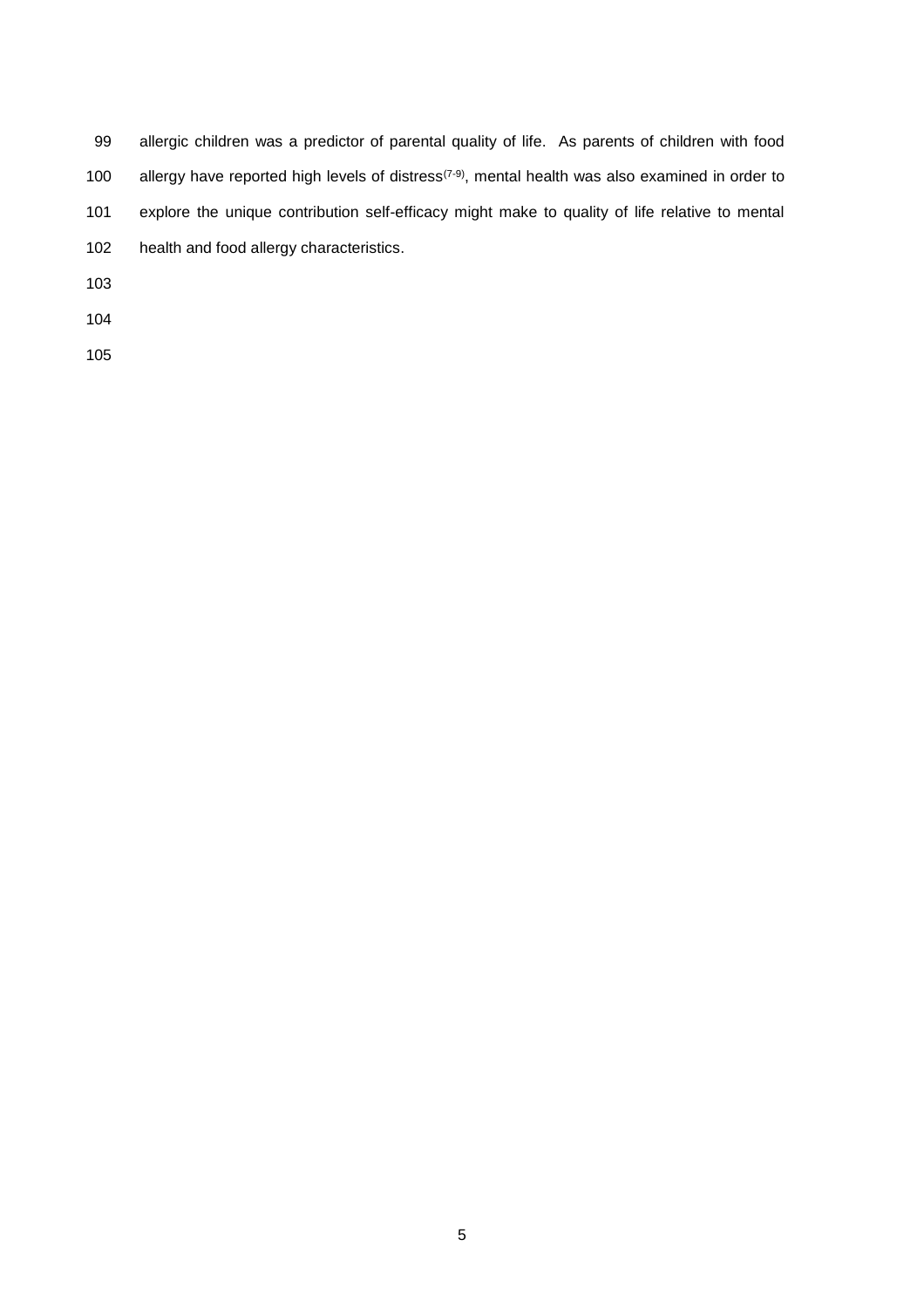allergic children was a predictor of parental quality of life. As parents of children with food allergy have reported high levels of distress[7-9], mental health was also examined in order to explore the unique contribution self-efficacy might make to quality of life relative to mental health and food allergy characteristics.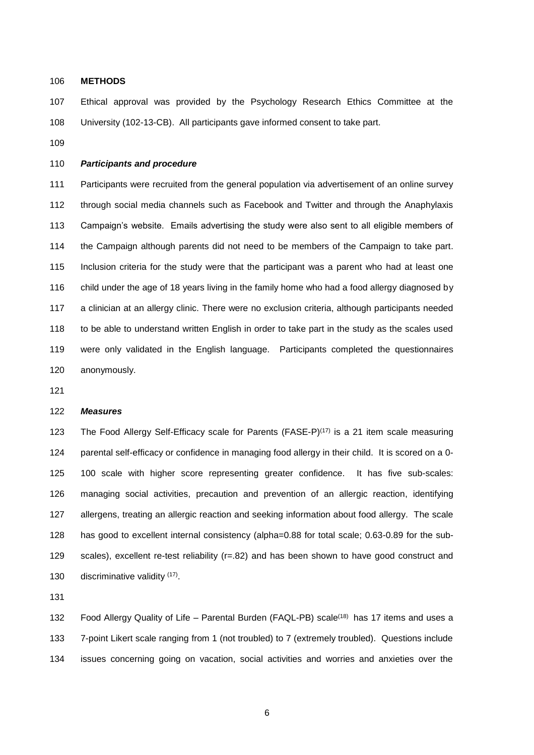## METHODS

Ethical approval was provided by the Psychology Research Ethics Committee at the University (102-13-CB). All participants gave informed consent to take part.

### *Participants and procedure*

Participants were recruited from the general population via advertisement of an online survey through social media channels such as Facebook and Twitter and through the Anaphylaxis Campaign's website. Emails advertising the study were also sent to all eligible members of the Campaign although parents did not need to be members of the Campaign to take part. Inclusion criteria for the study were that the participant was a parent who had at least one child under the age of 18 years living in the family home who had a food allergy diagnosed by a clinician at an allergy clinic. There were no exclusion criteria, although participants needed to be able to understand written English in order to take part in the study as the scales used were only validated in the English language. Participants completed the questionnaires anonymously.

### *Measures*

The Food Allergy Self-Efficacy scale for Parents (FASE-P)[17] is a 21 item scale measuring parental self-efficacy or confidence in managing food allergy in their child. It is scored on a 0-100 scale with higher score representing greater confidence. It has five sub-scales: managing social activities, precaution and prevention of an allergic reaction, identifying allergens, treating an allergic reaction and seeking information about food allergy. The scale has good to excellent internal consistency (alpha=0.88 for total scale; 0.63-0.89 for the sub-scales), excellent re-test reliability (r=.82) and has been shown to have good construct and discriminative validity [17].

Food Allergy Quality of Life – Parental Burden (FAQL-PB) scale[18] has 17 items and uses a 7-point Likert scale ranging from 1 (not troubled) to 7 (extremely troubled). Questions include issues concerning going on vacation, social activities and worries and anxieties over the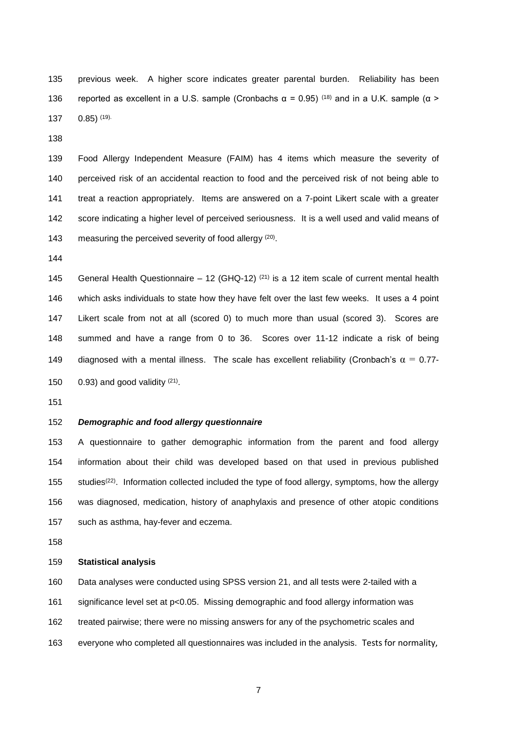previous week. A higher score indicates greater parental burden. Reliability has been reported as excellent in a U.S. sample (Cronbachs $\alpha = 0.95$) [18] and in a U.K. sample ($\alpha > 0.85$) [19].

Food Allergy Independent Measure (FAIM) has 4 items which measure the severity of perceived risk of an accidental reaction to food and the perceived risk of not being able to treat a reaction appropriately. Items are answered on a 7-point Likert scale with a greater score indicating a higher level of perceived seriousness. It is a well used and valid means of measuring the perceived severity of food allergy [20].

General Health Questionnaire – 12 (GHQ-12) [21] is a 12 item scale of current mental health which asks individuals to state how they have felt over the last few weeks. It uses a 4 point Likert scale from not at all (scored 0) to much more than usual (scored 3). Scores are summed and have a range from 0 to 36. Scores over 11-12 indicate a risk of being diagnosed with a mental illness. The scale has excellent reliability (Cronbach's $\alpha = 0.77$-$0.93$) and good validity [21].

### *Demographic and food allergy questionnaire*

A questionnaire to gather demographic information from the parent and food allergy information about their child was developed based on that used in previous published studies[22]. Information collected included the type of food allergy, symptoms, how the allergy was diagnosed, medication, history of anaphylaxis and presence of other atopic conditions such as asthma, hay-fever and eczema.

### **Statistical analysis**

Data analyses were conducted using SPSS version 21, and all tests were 2-tailed with a significance level set at $p<0.05$. Missing demographic and food allergy information was treated pairwise; there were no missing answers for any of the psychometric scales and everyone who completed all questionnaires was included in the analysis. Tests for normality,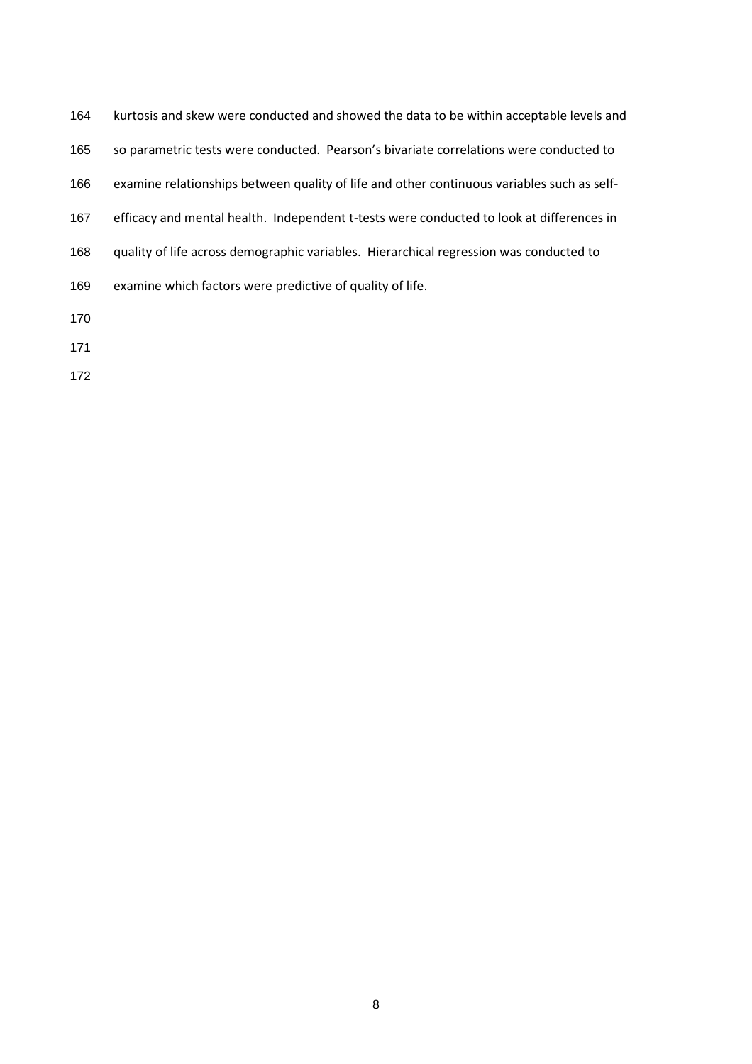kurtosis and skew were conducted and showed the data to be within acceptable levels and so parametric tests were conducted. Pearson's bivariate correlations were conducted to examine relationships between quality of life and other continuous variables such as self-efficacy and mental health. Independent t-tests were conducted to look at differences in quality of life across demographic variables. Hierarchical regression was conducted to examine which factors were predictive of quality of life.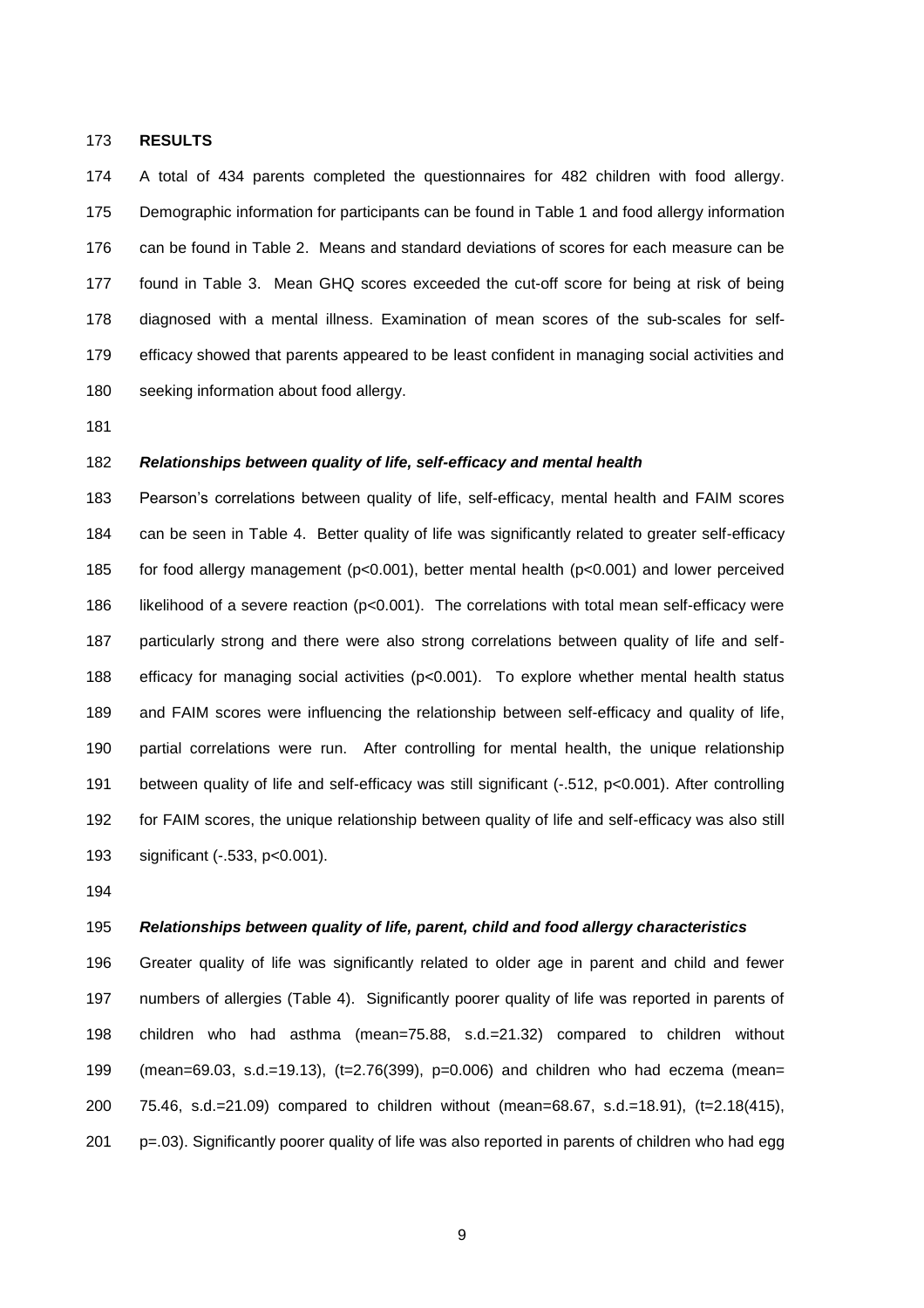## RESULTS

A total of 434 parents completed the questionnaires for 482 children with food allergy. Demographic information for participants can be found in Table 1 and food allergy information can be found in Table 2. Means and standard deviations of scores for each measure can be found in Table 3. Mean GHQ scores exceeded the cut-off score for being at risk of being diagnosed with a mental illness. Examination of mean scores of the sub-scales for self-efficacy showed that parents appeared to be least confident in managing social activities and seeking information about food allergy.

### *Relationships between quality of life, self-efficacy and mental health*

Pearson's correlations between quality of life, self-efficacy, mental health and FAIM scores can be seen in Table 4. Better quality of life was significantly related to greater self-efficacy for food allergy management ($p<0.001$), better mental health ($p<0.001$) and lower perceived likelihood of a severe reaction ($p<0.001$). The correlations with total mean self-efficacy were particularly strong and there were also strong correlations between quality of life and self-efficacy for managing social activities ($p<0.001$). To explore whether mental health status and FAIM scores were influencing the relationship between self-efficacy and quality of life, partial correlations were run. After controlling for mental health, the unique relationship between quality of life and self-efficacy was still significant (-.512, $p<0.001$). After controlling for FAIM scores, the unique relationship between quality of life and self-efficacy was also still significant (-.533, $p<0.001$).

### *Relationships between quality of life, parent, child and food allergy characteristics*

Greater quality of life was significantly related to older age in parent and child and fewer numbers of allergies (Table 4). Significantly poorer quality of life was reported in parents of children who had asthma (mean=75.88, s.d.=21.32) compared to children without (mean=69.03, s.d.=19.13), ($t=2.76(399)$, $p=0.006$) and children who had eczema (mean= 75.46, s.d.=21.09) compared to children without (mean=68.67, s.d.=18.91), ($t=2.18(415)$, $p=.03$). Significantly poorer quality of life was also reported in parents of children who had egg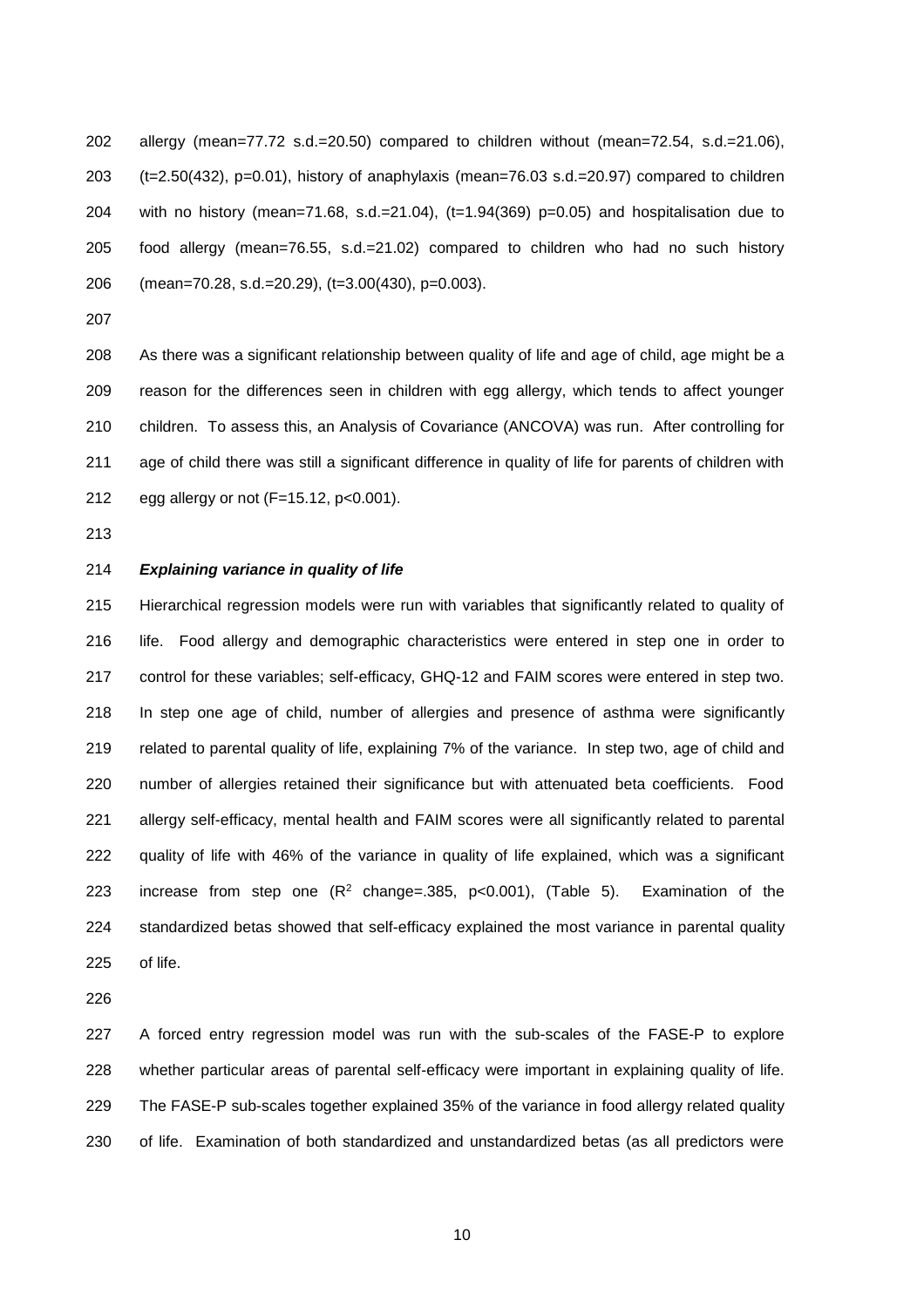allergy (mean=77.72 s.d.=20.50) compared to children without (mean=72.54, s.d.=21.06), (t=2.50(432), p=0.01), history of anaphylaxis (mean=76.03 s.d.=20.97) compared to children with no history (mean=71.68, s.d.=21.04), (t=1.94(369) p=0.05) and hospitalisation due to food allergy (mean=76.55, s.d.=21.02) compared to children who had no such history (mean=70.28, s.d.=20.29), (t=3.00(430), p=0.003).

As there was a significant relationship between quality of life and age of child, age might be a reason for the differences seen in children with egg allergy, which tends to affect younger children. To assess this, an Analysis of Covariance (ANCOVA) was run. After controlling for age of child there was still a significant difference in quality of life for parents of children with egg allergy or not (F=15.12, p<0.001).

***Explaining variance in quality of life***

Hierarchical regression models were run with variables that significantly related to quality of life. Food allergy and demographic characteristics were entered in step one in order to control for these variables; self-efficacy, GHQ-12 and FAIM scores were entered in step two. In step one age of child, number of allergies and presence of asthma were significantly related to parental quality of life, explaining 7% of the variance. In step two, age of child and number of allergies retained their significance but with attenuated beta coefficients. Food allergy self-efficacy, mental health and FAIM scores were all significantly related to parental quality of life with 46% of the variance in quality of life explained, which was a significant increase from step one ($R^2$ change=.385, p<0.001), (Table 5). Examination of the standardized betas showed that self-efficacy explained the most variance in parental quality of life.

A forced entry regression model was run with the sub-scales of the FASE-P to explore whether particular areas of parental self-efficacy were important in explaining quality of life. The FASE-P sub-scales together explained 35% of the variance in food allergy related quality of life. Examination of both standardized and unstandardized betas (as all predictors were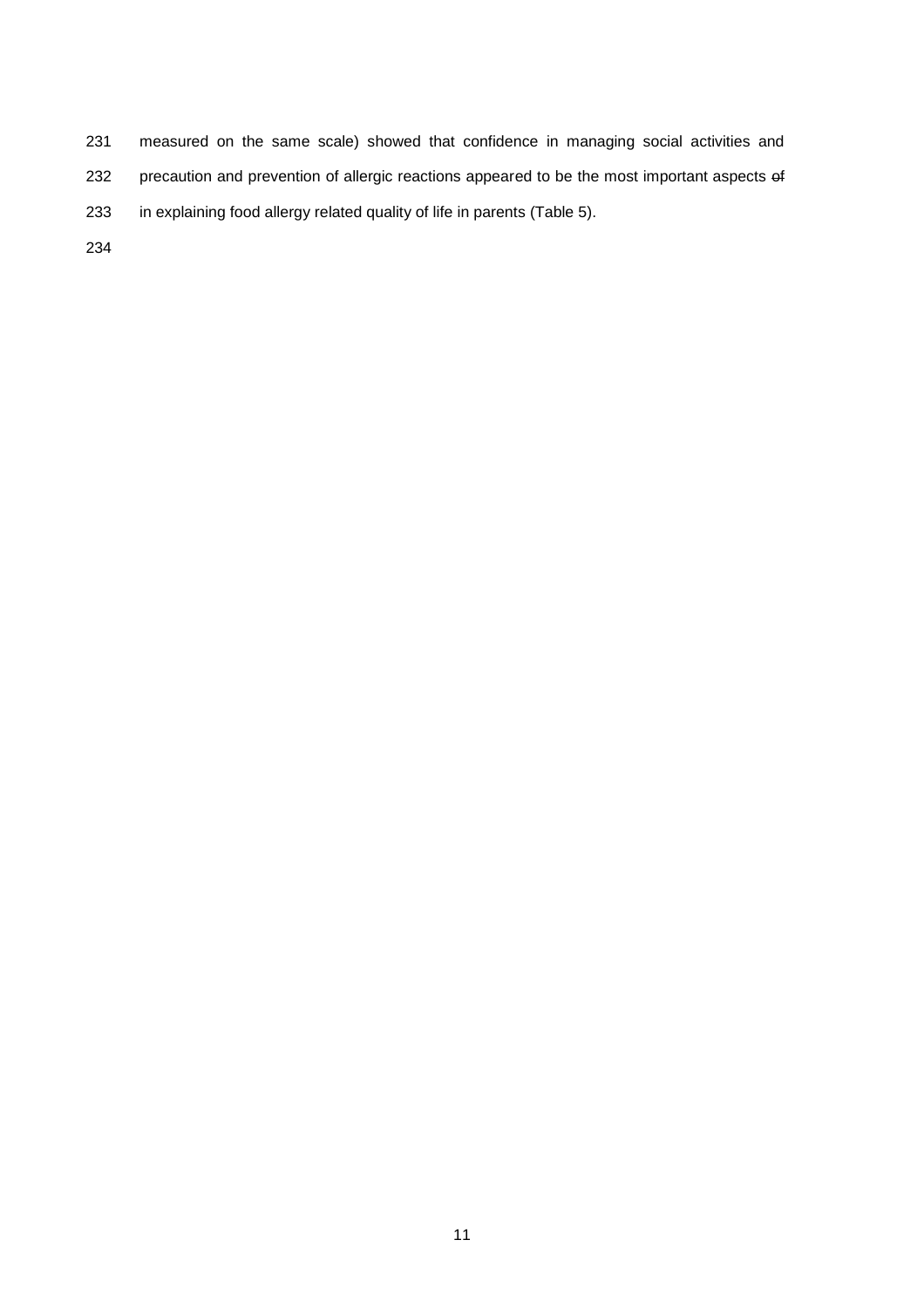measured on the same scale) showed that confidence in managing social activities and precaution and prevention of allergic reactions appeared to be the most important aspects ~~of~~ in explaining food allergy related quality of life in parents (Table 5).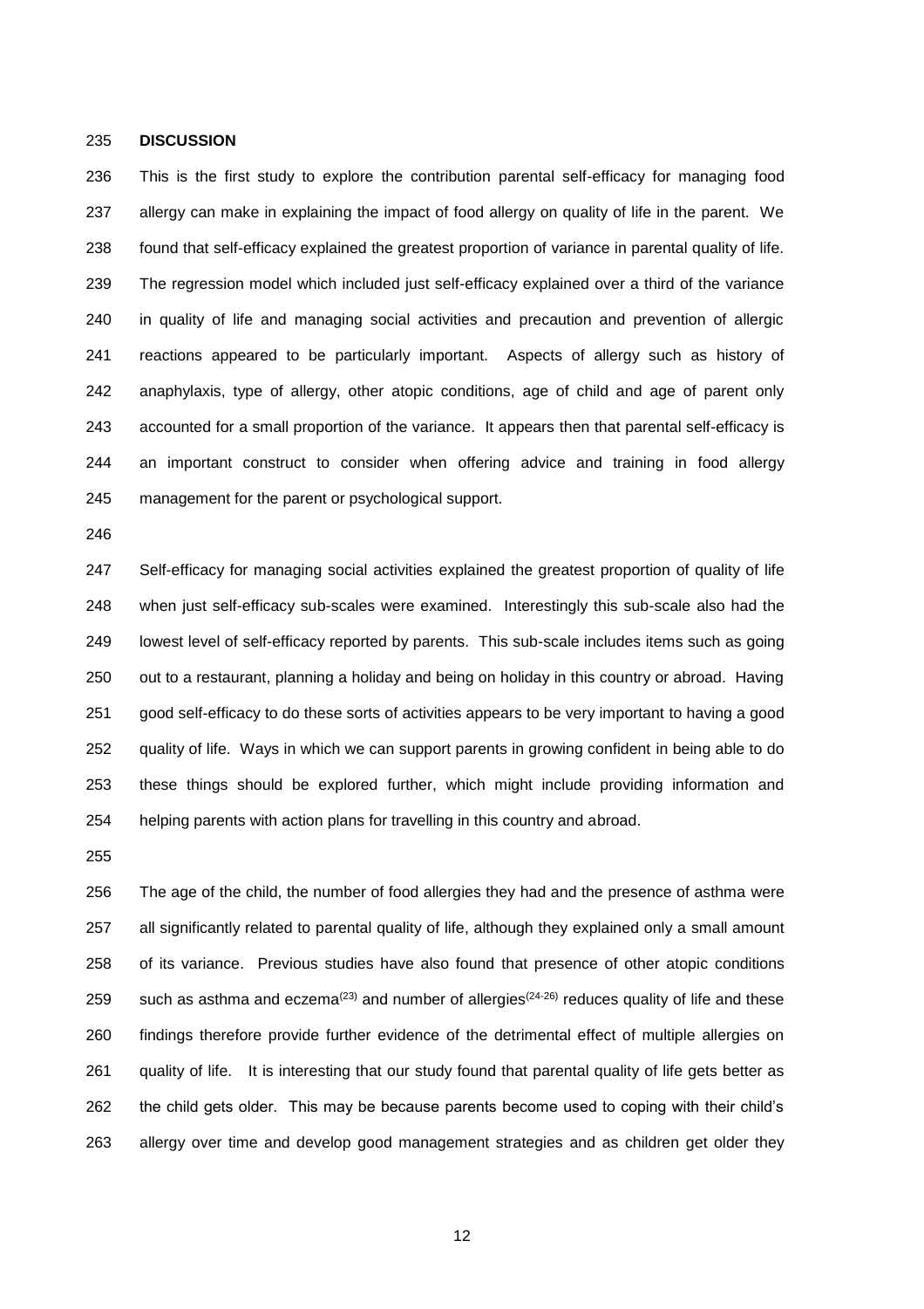## DISCUSSION

This is the first study to explore the contribution parental self-efficacy for managing food allergy can make in explaining the impact of food allergy on quality of life in the parent. We found that self-efficacy explained the greatest proportion of variance in parental quality of life. The regression model which included just self-efficacy explained over a third of the variance in quality of life and managing social activities and precaution and prevention of allergic reactions appeared to be particularly important. Aspects of allergy such as history of anaphylaxis, type of allergy, other atopic conditions, age of child and age of parent only accounted for a small proportion of the variance. It appears then that parental self-efficacy is an important construct to consider when offering advice and training in food allergy management for the parent or psychological support.

Self-efficacy for managing social activities explained the greatest proportion of quality of life when just self-efficacy sub-scales were examined. Interestingly this sub-scale also had the lowest level of self-efficacy reported by parents. This sub-scale includes items such as going out to a restaurant, planning a holiday and being on holiday in this country or abroad. Having good self-efficacy to do these sorts of activities appears to be very important to having a good quality of life. Ways in which we can support parents in growing confident in being able to do these things should be explored further, which might include providing information and helping parents with action plans for travelling in this country and abroad.

The age of the child, the number of food allergies they had and the presence of asthma were all significantly related to parental quality of life, although they explained only a small amount of its variance. Previous studies have also found that presence of other atopic conditions such as asthma and eczema[23] and number of allergies[24-26] reduces quality of life and these findings therefore provide further evidence of the detrimental effect of multiple allergies on quality of life. It is interesting that our study found that parental quality of life gets better as the child gets older. This may be because parents become used to coping with their child's allergy over time and develop good management strategies and as children get older they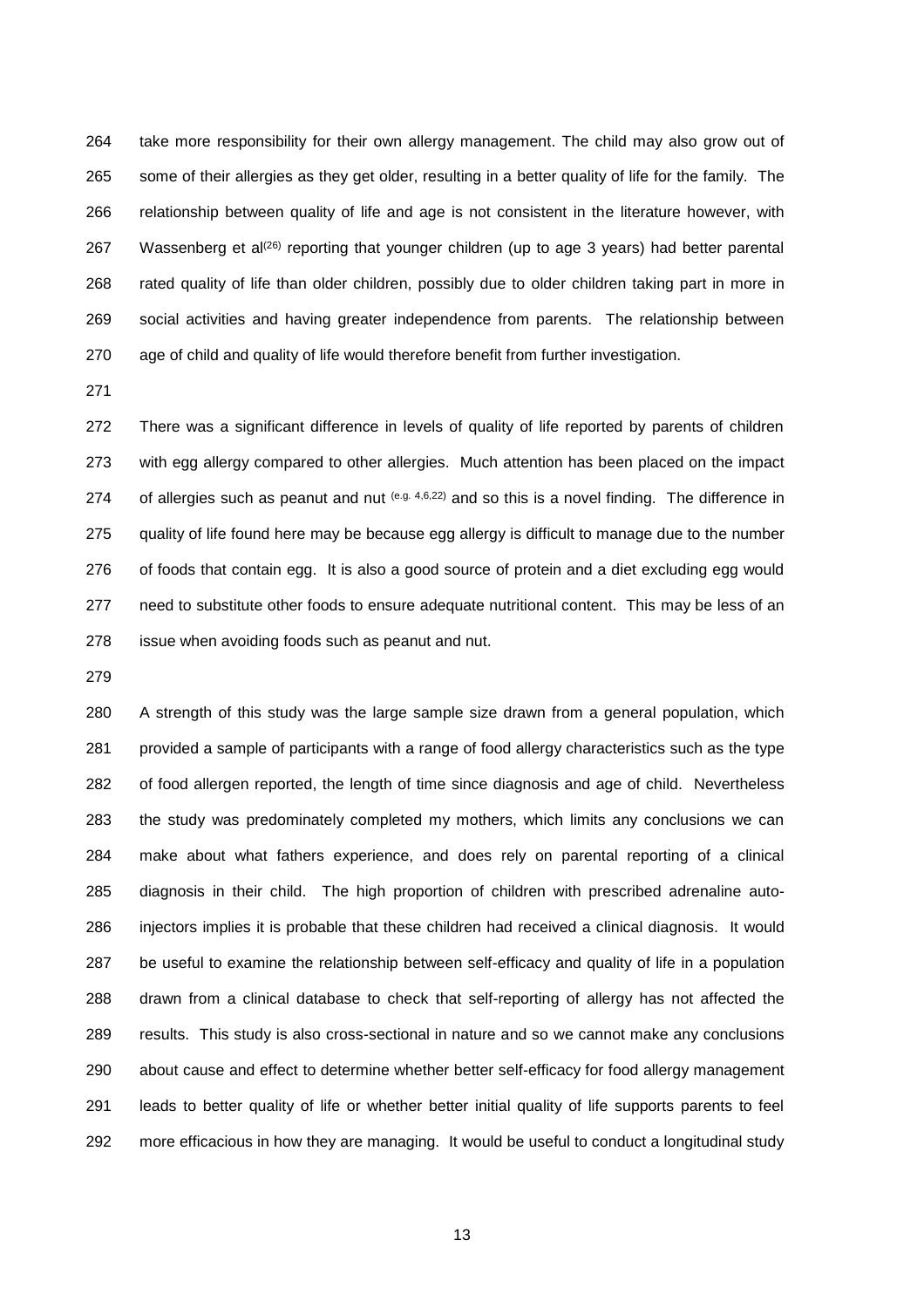take more responsibility for their own allergy management. The child may also grow out of some of their allergies as they get older, resulting in a better quality of life for the family. The relationship between quality of life and age is not consistent in the literature however, with Wassenberg et al[26] reporting that younger children (up to age 3 years) had better parental rated quality of life than older children, possibly due to older children taking part in more in social activities and having greater independence from parents. The relationship between age of child and quality of life would therefore benefit from further investigation.

There was a significant difference in levels of quality of life reported by parents of children with egg allergy compared to other allergies. Much attention has been placed on the impact of allergies such as peanut and nut [e.g. 4,6,22] and so this is a novel finding. The difference in quality of life found here may be because egg allergy is difficult to manage due to the number of foods that contain egg. It is also a good source of protein and a diet excluding egg would need to substitute other foods to ensure adequate nutritional content. This may be less of an issue when avoiding foods such as peanut and nut.

A strength of this study was the large sample size drawn from a general population, which provided a sample of participants with a range of food allergy characteristics such as the type of food allergen reported, the length of time since diagnosis and age of child. Nevertheless the study was predominately completed my mothers, which limits any conclusions we can make about what fathers experience, and does rely on parental reporting of a clinical diagnosis in their child. The high proportion of children with prescribed adrenaline auto-injectors implies it is probable that these children had received a clinical diagnosis. It would be useful to examine the relationship between self-efficacy and quality of life in a population drawn from a clinical database to check that self-reporting of allergy has not affected the results. This study is also cross-sectional in nature and so we cannot make any conclusions about cause and effect to determine whether better self-efficacy for food allergy management leads to better quality of life or whether better initial quality of life supports parents to feel more efficacious in how they are managing. It would be useful to conduct a longitudinal study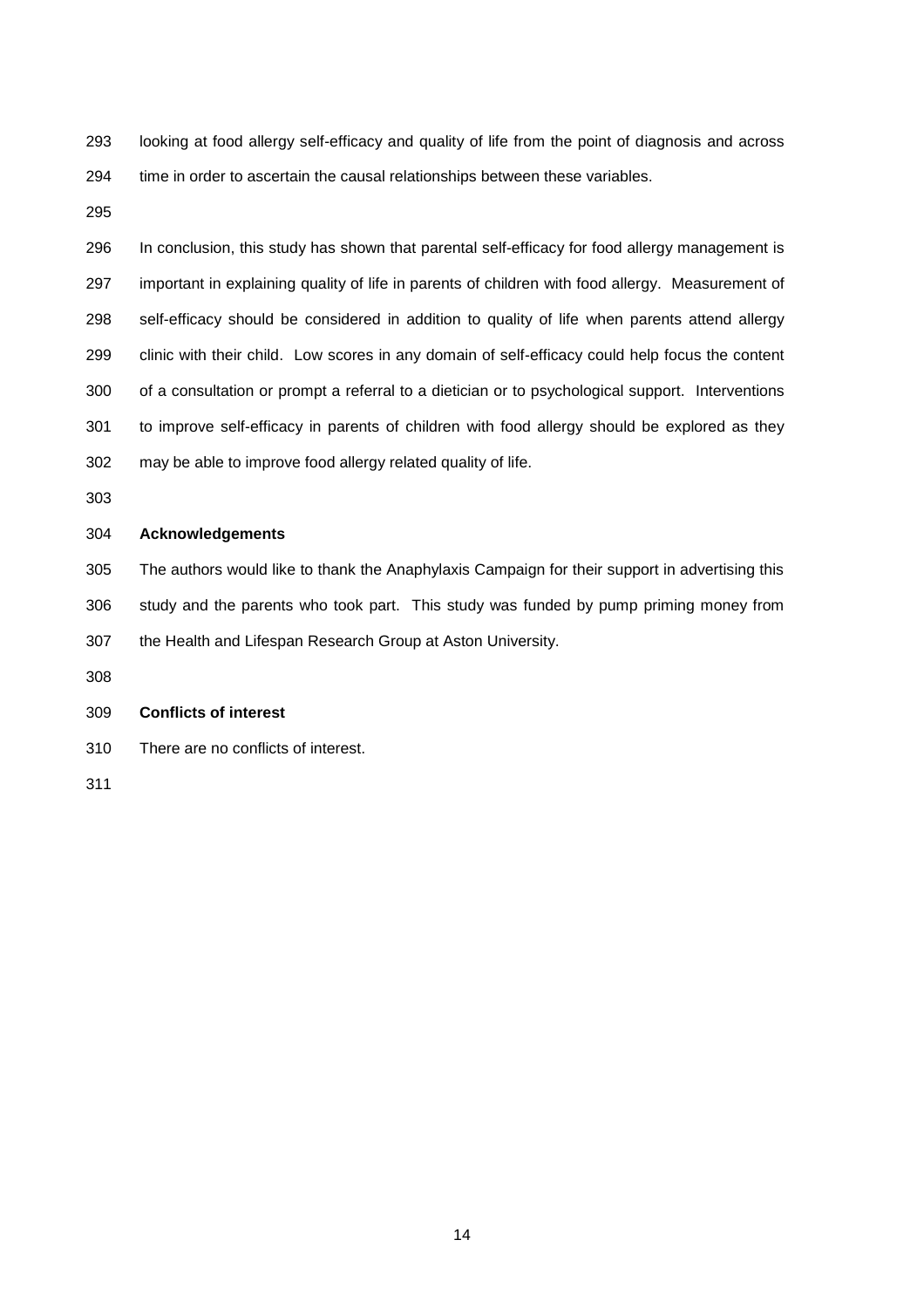looking at food allergy self-efficacy and quality of life from the point of diagnosis and across time in order to ascertain the causal relationships between these variables.

In conclusion, this study has shown that parental self-efficacy for food allergy management is important in explaining quality of life in parents of children with food allergy. Measurement of self-efficacy should be considered in addition to quality of life when parents attend allergy clinic with their child. Low scores in any domain of self-efficacy could help focus the content of a consultation or prompt a referral to a dietician or to psychological support. Interventions to improve self-efficacy in parents of children with food allergy should be explored as they may be able to improve food allergy related quality of life.

## Acknowledgements

The authors would like to thank the Anaphylaxis Campaign for their support in advertising this study and the parents who took part. This study was funded by pump priming money from the Health and Lifespan Research Group at Aston University.

## Conflicts of interest

There are no conflicts of interest.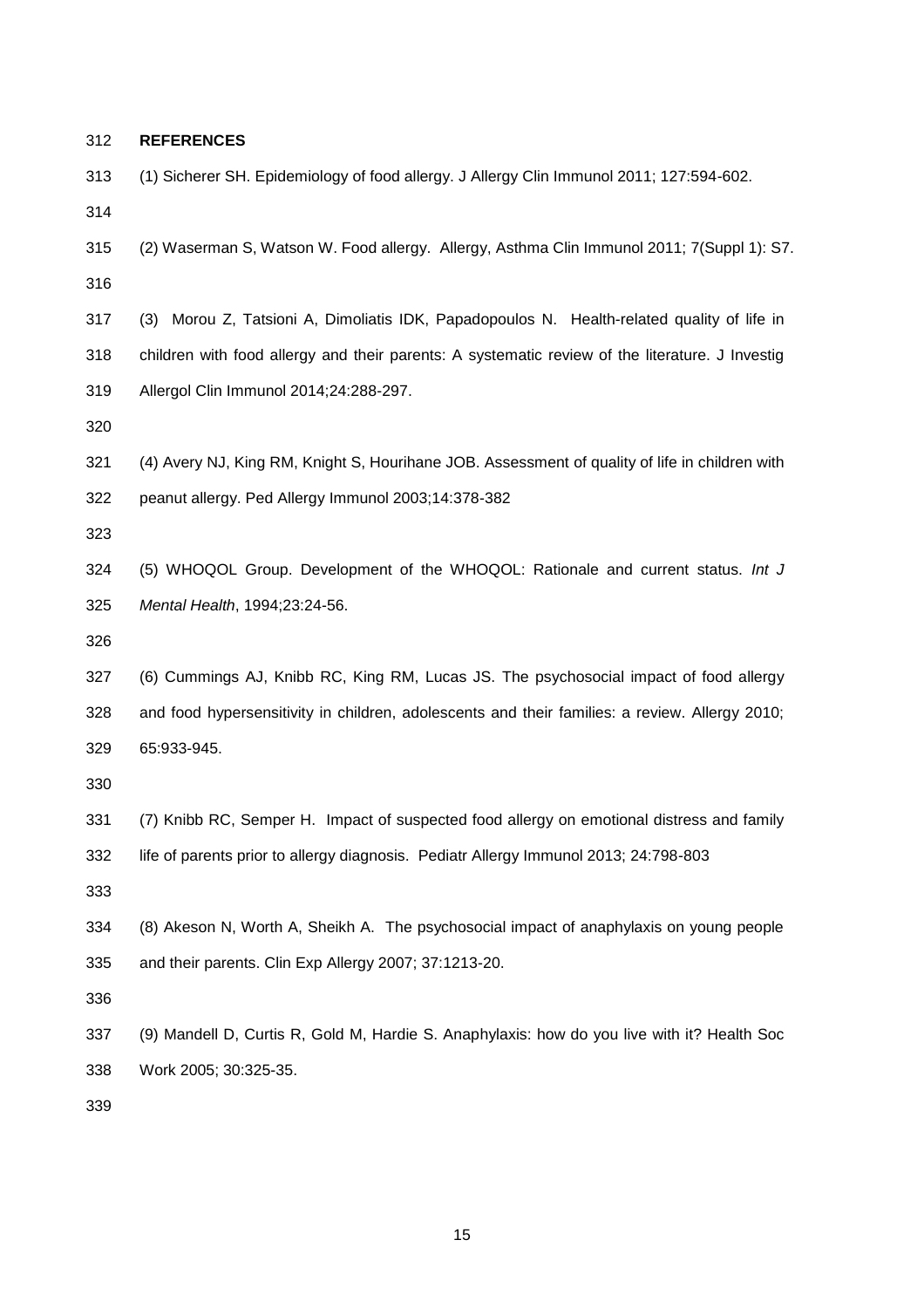## REFERENCES

(1) Sicherer SH. Epidemiology of food allergy. J Allergy Clin Immunol 2011; 127:594-602.

(2) Waserman S, Watson W. Food allergy. Allergy, Asthma Clin Immunol 2011; 7(Suppl 1): S7.

(3) Morou Z, Tatsioni A, Dimoliatis IDK, Papadopoulos N. Health-related quality of life in children with food allergy and their parents: A systematic review of the literature. J Investig Allergol Clin Immunol 2014;24:288-297.

(4) Avery NJ, King RM, Knight S, Hourihane JOB. Assessment of quality of life in children with peanut allergy. Ped Allergy Immunol 2003;14:378-382

(5) WHOQOL Group. Development of the WHOQOL: Rationale and current status. *Int J Mental Health*, 1994;23:24-56.

(6) Cummings AJ, Knibb RC, King RM, Lucas JS. The psychosocial impact of food allergy and food hypersensitivity in children, adolescents and their families: a review. Allergy 2010; 65:933-945.

(7) Knibb RC, Semper H. Impact of suspected food allergy on emotional distress and family life of parents prior to allergy diagnosis. Pediatr Allergy Immunol 2013; 24:798-803

(8) Akeson N, Worth A, Sheikh A. The psychosocial impact of anaphylaxis on young people and their parents. Clin Exp Allergy 2007; 37:1213-20.

(9) Mandell D, Curtis R, Gold M, Hardie S. Anaphylaxis: how do you live with it? Health Soc Work 2005; 30:325-35.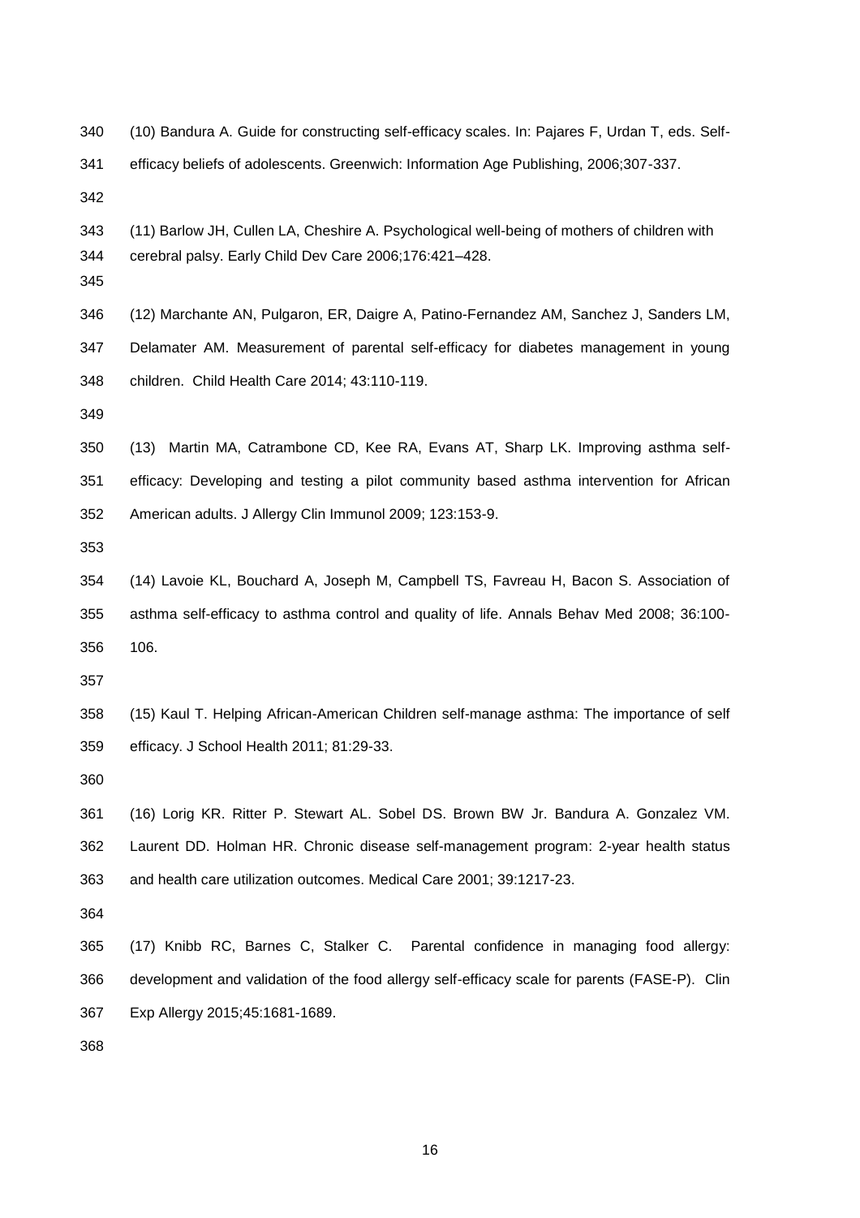(10) Bandura A. Guide for constructing self-efficacy scales. In: Pajares F, Urdan T, eds. Self-efficacy beliefs of adolescents. Greenwich: Information Age Publishing, 2006;307-337.

(11) Barlow JH, Cullen LA, Cheshire A. Psychological well-being of mothers of children with cerebral palsy. Early Child Dev Care 2006;176:421–428.

(12) Marchante AN, Pulgaron, ER, Daigre A, Patino-Fernandez AM, Sanchez J, Sanders LM, Delamater AM. Measurement of parental self-efficacy for diabetes management in young children. Child Health Care 2014; 43:110-119.

(13) Martin MA, Catrambone CD, Kee RA, Evans AT, Sharp LK. Improving asthma self-efficacy: Developing and testing a pilot community based asthma intervention for African American adults. J Allergy Clin Immunol 2009; 123:153-9.

(14) Lavoie KL, Bouchard A, Joseph M, Campbell TS, Favreau H, Bacon S. Association of asthma self-efficacy to asthma control and quality of life. Annals Behav Med 2008; 36:100-106.

(15) Kaul T. Helping African-American Children self-manage asthma: The importance of self efficacy. J School Health 2011; 81:29-33.

(16) Lorig KR. Ritter P. Stewart AL. Sobel DS. Brown BW Jr. Bandura A. Gonzalez VM. Laurent DD. Holman HR. Chronic disease self-management program: 2-year health status and health care utilization outcomes. Medical Care 2001; 39:1217-23.

(17) Knibb RC, Barnes C, Stalker C. Parental confidence in managing food allergy: development and validation of the food allergy self-efficacy scale for parents (FASE-P). Clin Exp Allergy 2015;45:1681-1689.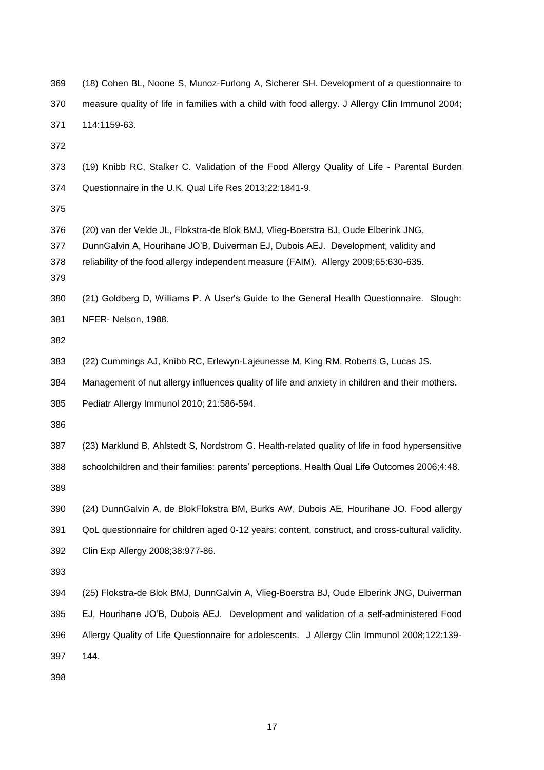(18) Cohen BL, Noone S, Munoz-Furlong A, Sicherer SH. Development of a questionnaire to measure quality of life in families with a child with food allergy. J Allergy Clin Immunol 2004; 114:1159-63.

(19) Knibb RC, Stalker C. Validation of the Food Allergy Quality of Life - Parental Burden Questionnaire in the U.K. Qual Life Res 2013;22:1841-9.

(20) van der Velde JL, Flokstra-de Blok BMJ, Vlieg-Boerstra BJ, Oude Elberink JNG, DunnGalvin A, Hourihane JO'B, Duiverman EJ, Dubois AEJ. Development, validity and reliability of the food allergy independent measure (FAIM). Allergy 2009;65:630-635.

(21) Goldberg D, Williams P. A User's Guide to the General Health Questionnaire. Slough: NFER- Nelson, 1988.

(22) Cummings AJ, Knibb RC, Erlewyn-Lajeunesse M, King RM, Roberts G, Lucas JS. Management of nut allergy influences quality of life and anxiety in children and their mothers. Pediatr Allergy Immunol 2010; 21:586-594.

(23) Marklund B, Ahlstedt S, Nordstrom G. Health-related quality of life in food hypersensitive schoolchildren and their families: parents' perceptions. Health Qual Life Outcomes 2006;4:48.

(24) DunnGalvin A, de BlokFlokstra BM, Burks AW, Dubois AE, Hourihane JO. Food allergy QoL questionnaire for children aged 0-12 years: content, construct, and cross-cultural validity. Clin Exp Allergy 2008;38:977-86.

(25) Flokstra-de Blok BMJ, DunnGalvin A, Vlieg-Boerstra BJ, Oude Elberink JNG, Duiverman EJ, Hourihane JO'B, Dubois AEJ. Development and validation of a self-administered Food Allergy Quality of Life Questionnaire for adolescents. J Allergy Clin Immunol 2008;122:139-144.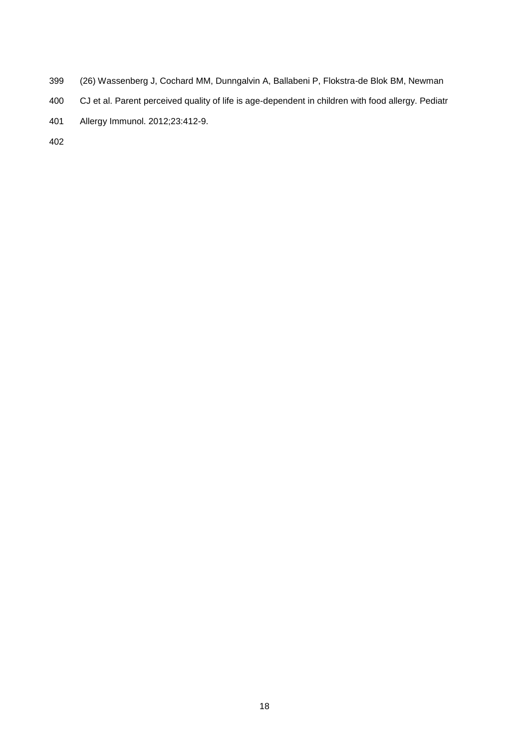(26) Wassenberg J, Cochard MM, Dunngalvin A, Ballabeni P, Flokstra-de Blok BM, Newman CJ et al. Parent perceived quality of life is age-dependent in children with food allergy. Pediatr Allergy Immunol. 2012;23:412-9.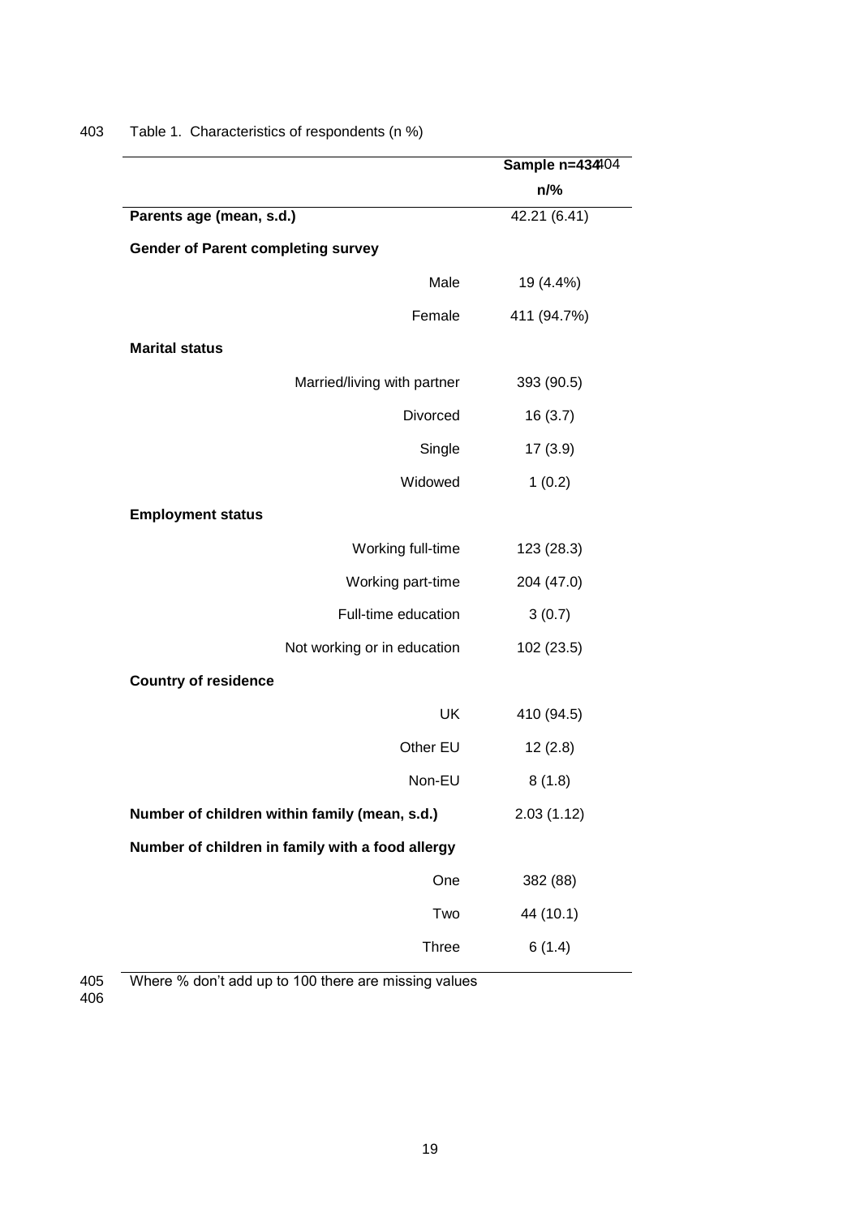Table 1. Characteristics of respondents (n %)

| | Sample n=434 |
|---|---|
| | n/% |
| **Parents age (mean, s.d.)** | 42.21 (6.41) |
| **Gender of Parent completing survey** | |
| Male | 19 (4.4%) |
| Female | 411 (94.7%) |
| **Marital status** | |
| Married/living with partner | 393 (90.5) |
| Divorced | 16 (3.7) |
| Single | 17 (3.9) |
| Widowed | 1 (0.2) |
| **Employment status** | |
| Working full-time | 123 (28.3) |
| Working part-time | 204 (47.0) |
| Full-time education | 3 (0.7) |
| Not working or in education | 102 (23.5) |
| **Country of residence** | |
| UK | 410 (94.5) |
| Other EU | 12 (2.8) |
| Non-EU | 8 (1.8) |
| **Number of children within family (mean, s.d.)** | 2.03 (1.12) |
| **Number of children in family with a food allergy** | |
| One | 382 (88) |
| Two | 44 (10.1) |
| Three | 6 (1.4) |

Where % don't add up to 100 there are missing values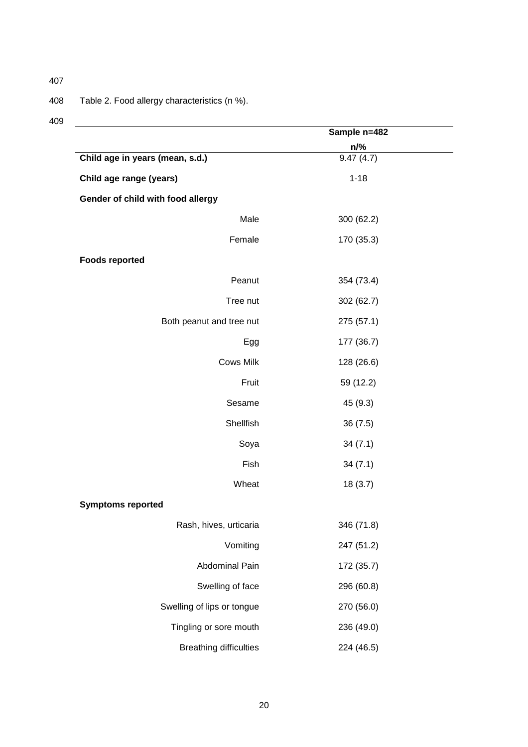Table 2. Food allergy characteristics (n %).

| | Sample n=482 |
|---|---|
| | **n/%** |
| **Child age in years (mean, s.d.)** | 9.47 (4.7) |
| **Child age range (years)** | 1-18 |
| **Gender of child with food allergy** | |
| Male | 300 (62.2) |
| Female | 170 (35.3) |
| **Foods reported** | |
| Peanut | 354 (73.4) |
| Tree nut | 302 (62.7) |
| Both peanut and tree nut | 275 (57.1) |
| Egg | 177 (36.7) |
| Cows Milk | 128 (26.6) |
| Fruit | 59 (12.2) |
| Sesame | 45 (9.3) |
| Shellfish | 36 (7.5) |
| Soya | 34 (7.1) |
| Fish | 34 (7.1) |
| Wheat | 18 (3.7) |
| **Symptoms reported** | |
| Rash, hives, urticaria | 346 (71.8) |
| Vomiting | 247 (51.2) |
| Abdominal Pain | 172 (35.7) |
| Swelling of face | 296 (60.8) |
| Swelling of lips or tongue | 270 (56.0) |
| Tingling or sore mouth | 236 (49.0) |
| Breathing difficulties | 224 (46.5) |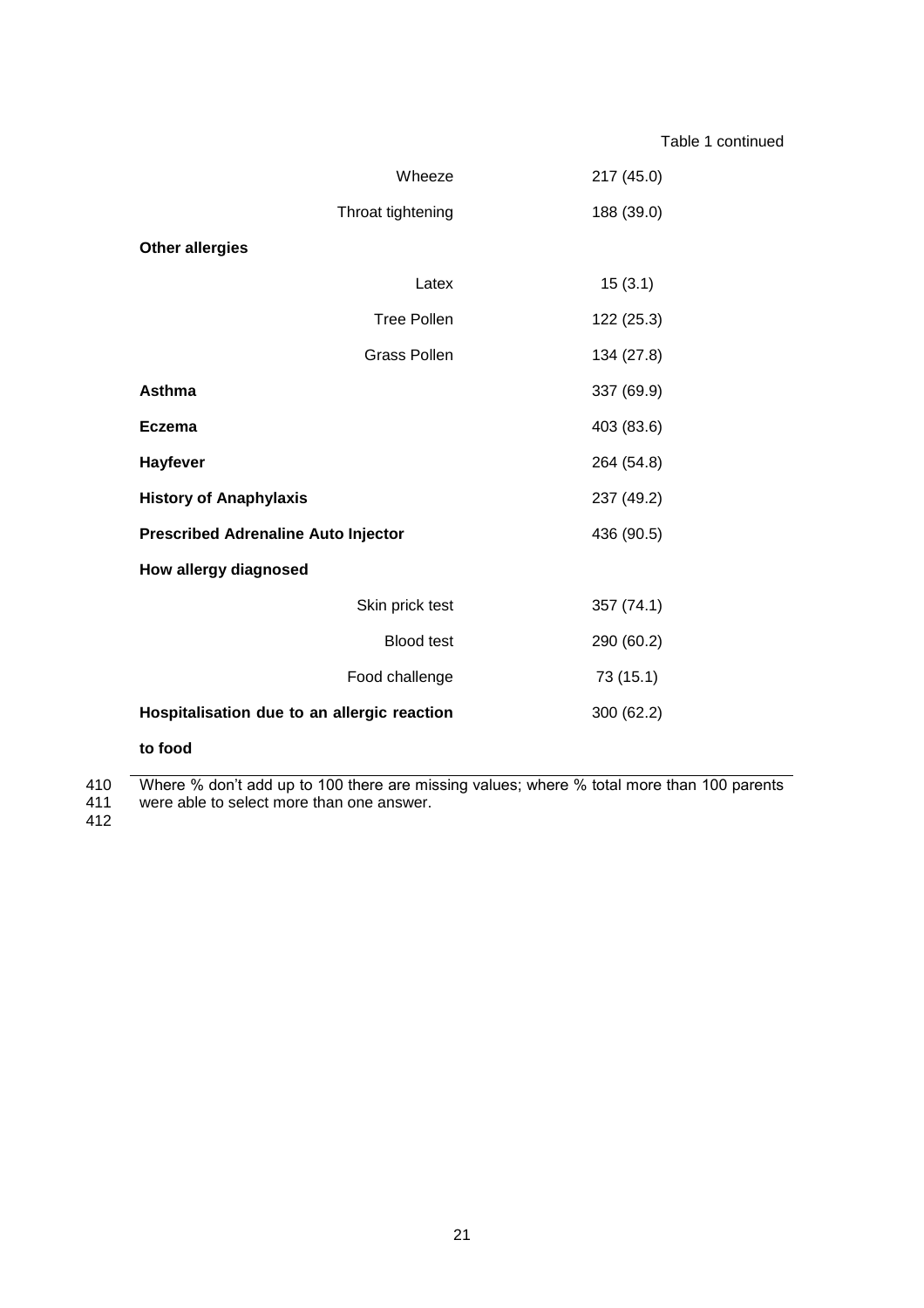Table 1 continued

| | |
|---|---|
| Wheeze | 217 (45.0) |
| Throat tightening | 188 (39.0) |
| **Other allergies** | |
| Latex | 15 (3.1) |
| Tree Pollen | 122 (25.3) |
| Grass Pollen | 134 (27.8) |
| **Asthma** | 337 (69.9) |
| **Eczema** | 403 (83.6) |
| **Hayfever** | 264 (54.8) |
| **History of Anaphylaxis** | 237 (49.2) |
| **Prescribed Adrenaline Auto Injector** | 436 (90.5) |
| **How allergy diagnosed** | |
| Skin prick test | 357 (74.1) |
| Blood test | 290 (60.2) |
| Food challenge | 73 (15.1) |
| **Hospitalisation due to an allergic reaction to food** | 300 (62.2) |

Where % don't add up to 100 there are missing values; where % total more than 100 parents were able to select more than one answer.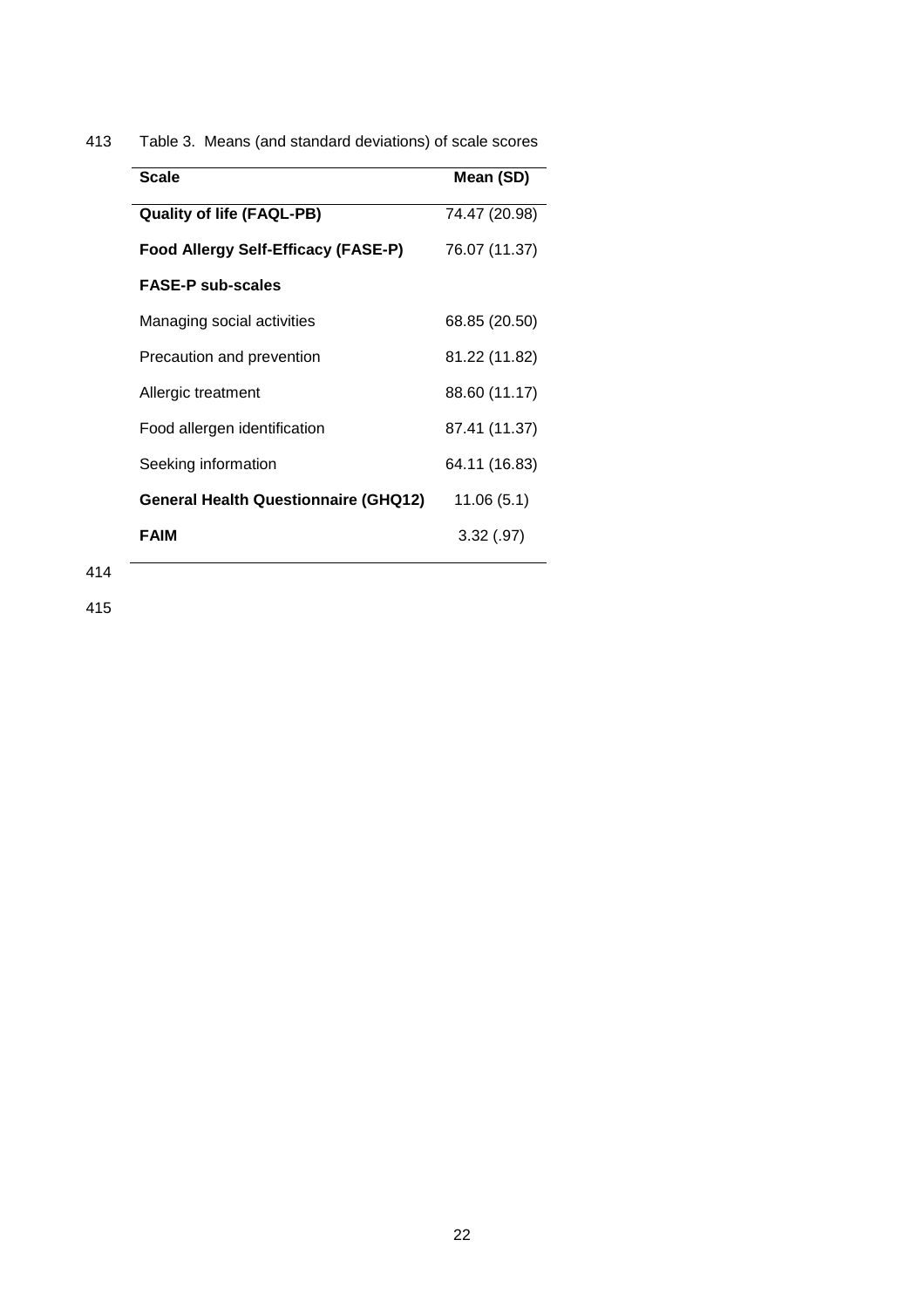Table 3. Means (and standard deviations) of scale scores

| Scale | Mean (SD) |
|---|---|
| **Quality of life (FAQL-PB)** | 74.47 (20.98) |
| **Food Allergy Self-Efficacy (FASE-P)** | 76.07 (11.37) |
| **FASE-P sub-scales** | |
| Managing social activities | 68.85 (20.50) |
| Precaution and prevention | 81.22 (11.82) |
| Allergic treatment | 88.60 (11.17) |
| Food allergen identification | 87.41 (11.37) |
| Seeking information | 64.11 (16.83) |
| **General Health Questionnaire (GHQ12)** | 11.06 (5.1) |
| **FAIM** | 3.32 (.97) |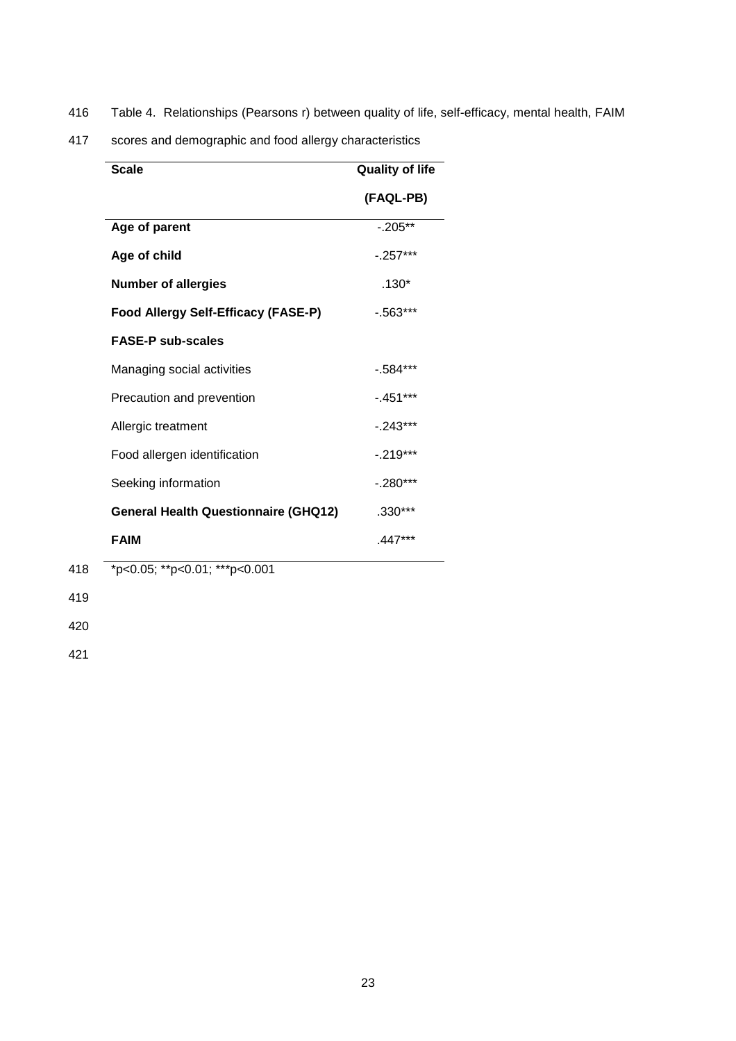Table 4. Relationships (Pearsons r) between quality of life, self-efficacy, mental health, FAIM scores and demographic and food allergy characteristics

| Scale | Quality of life (FAQL-PB) |
|---|---|
| **Age of parent** | -.205** |
| **Age of child** | -.257*** |
| **Number of allergies** | .130* |
| **Food Allergy Self-Efficacy (FASE-P)** | -.563*** |
| **FASE-P sub-scales** | |
| Managing social activities | -.584*** |
| Precaution and prevention | -.451*** |
| Allergic treatment | -.243*** |
| Food allergen identification | -.219*** |
| Seeking information | -.280*** |
| **General Health Questionnaire (GHQ12)** | .330*** |
| **FAIM** | .447*** |

*p<0.05; **p<0.01; ***p<0.001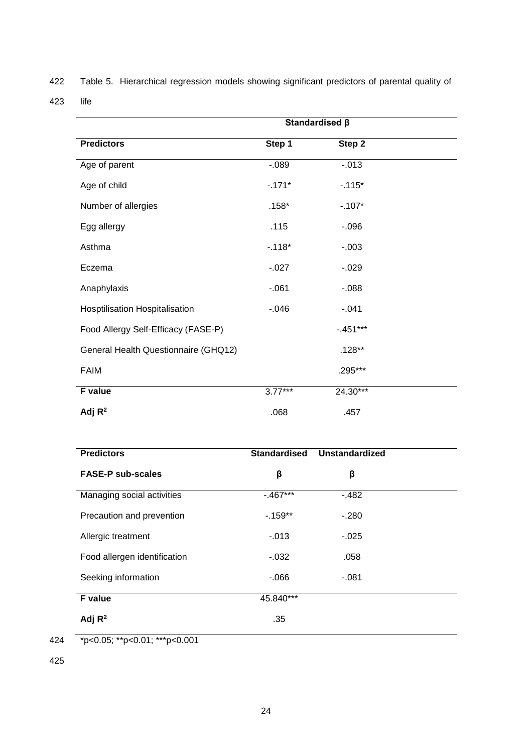Table 5. Hierarchical regression models showing significant predictors of parental quality of life

| | Standardised β | |
|---|---|---|
| **Predictors** | **Step 1** | **Step 2** |
| Age of parent | -.089 | -.013 |
| Age of child | -.171* | -.115* |
| Number of allergies | .158* | -.107* |
| Egg allergy | .115 | -.096 |
| Asthma | -.118* | -.003 |
| Eczema | -.027 | -.029 |
| Anaphylaxis | -.061 | -.088 |
| ~~Hosptilisation~~ Hospitalisation | -.046 | -.041 |
| Food Allergy Self-Efficacy (FASE-P) | | -.451*** |
| General Health Questionnaire (GHQ12) | | .128** |
| FAIM | | .295*** |
| **F value** | 3.77*** | 24.30*** |
| **Adj $R^2$** | .068 | .457 |

| **Predictors** | **Standardised** | **Unstandardized** |
|---|---|---|
| **FASE-P sub-scales** | **β** | **β** |
| Managing social activities | -.467*** | -.482 |
| Precaution and prevention | -.159** | -.280 |
| Allergic treatment | -.013 | -.025 |
| Food allergen identification | -.032 | .058 |
| Seeking information | -.066 | -.081 |
| **F value** | 45.840*** | |
| **Adj $R^2$** | .35 | |

*p<0.05; **p<0.01; ***p<0.001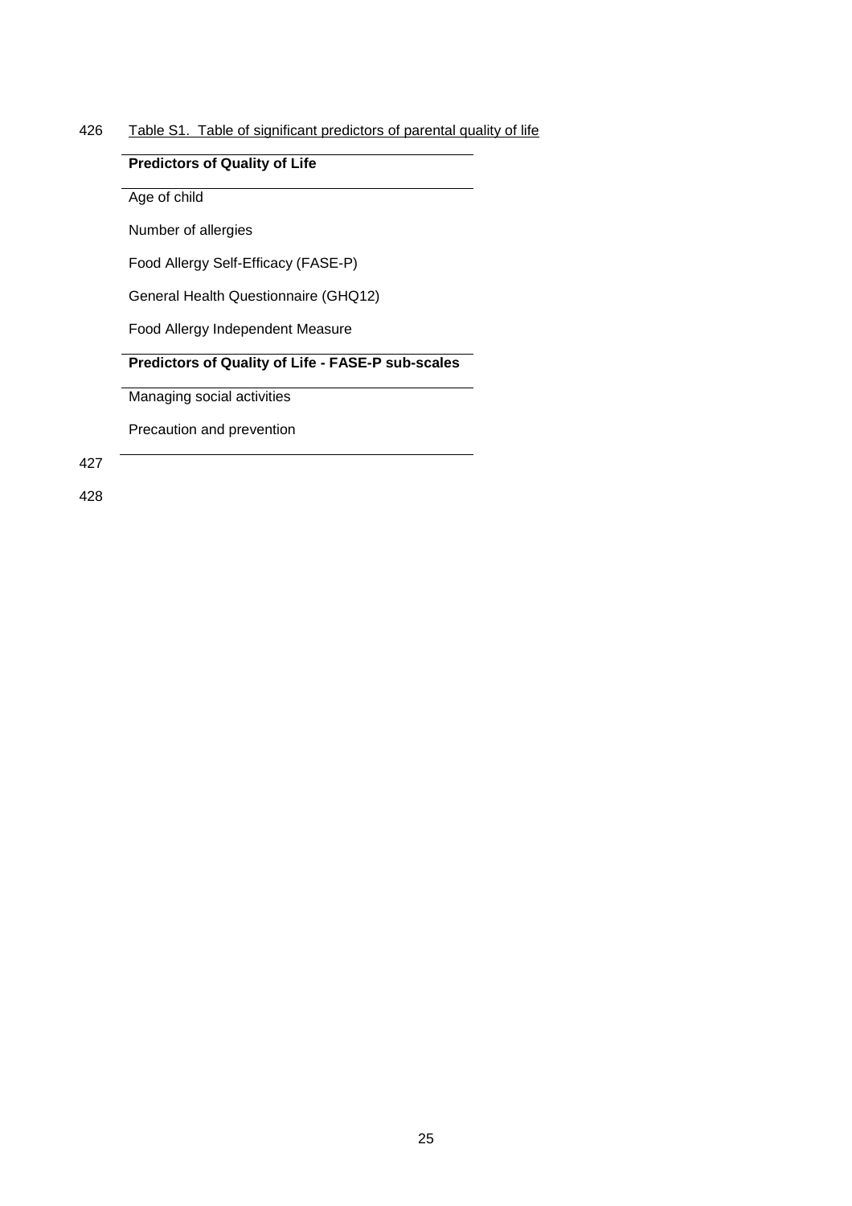Table S1. Table of significant predictors of parental quality of life

| **Predictors of Quality of Life** |
| --- |
| Age of child |
| Number of allergies |
| Food Allergy Self-Efficacy (FASE-P) |
| General Health Questionnaire (GHQ12) |
| Food Allergy Independent Measure |
| **Predictors of Quality of Life - FASE-P sub-scales** |
| Managing social activities |
| Precaution and prevention |